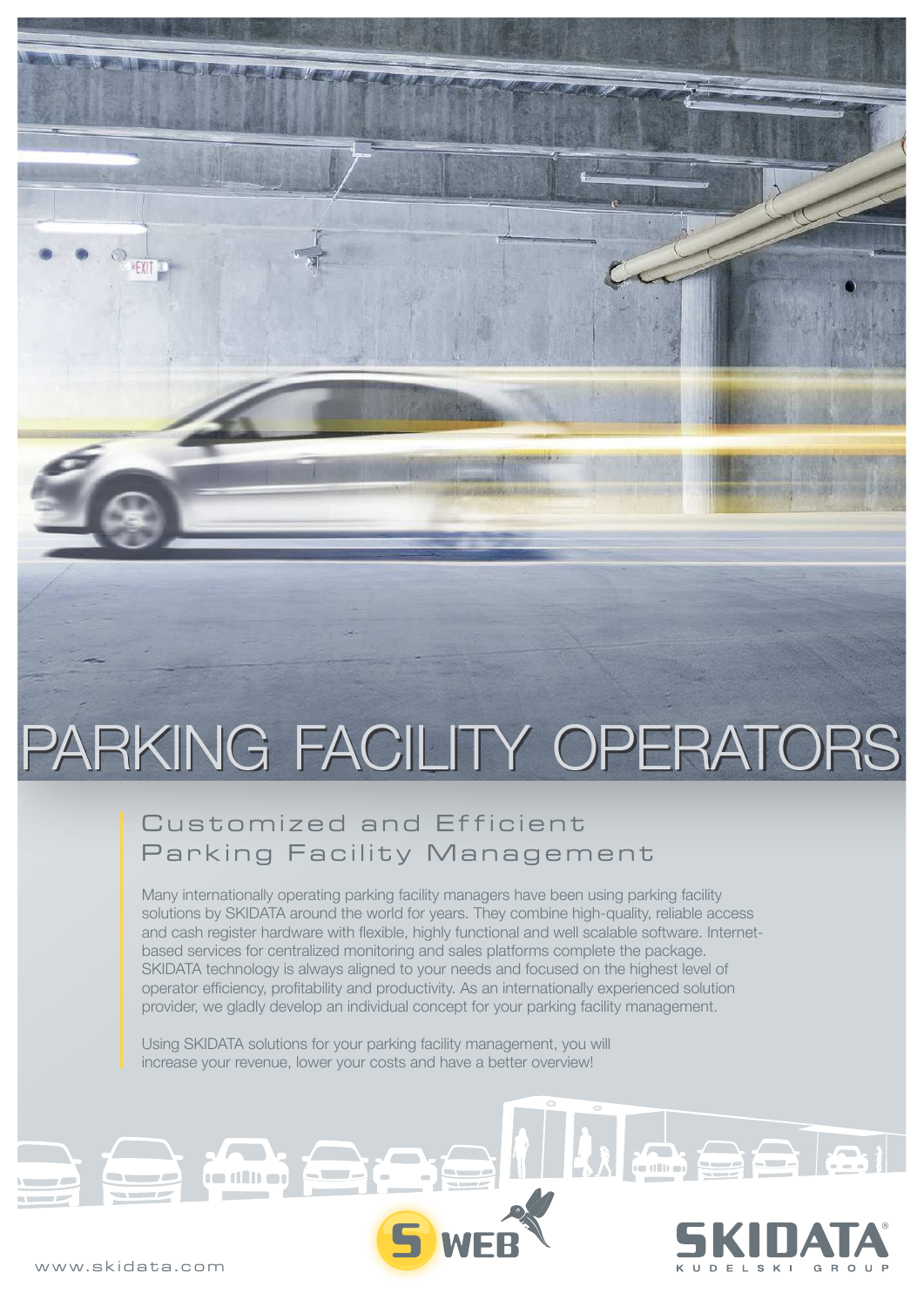# PARKING FACILITY OPERATORS

## Customized and Efficient Parking Facility Management

Many internationally operating parking facility managers have been using parking facility solutions by SKIDATA around the world for years. They combine high-quality, reliable access and cash register hardware with flexible, highly functional and well scalable software. Internet-based services for centralized monitoring and sales platforms complete the package. SKIDATA technology is always aligned to your needs and focused on the highest level of operator efficiency, profitability and productivity. As an internationally experienced solution provider, we gladly develop an individual concept for your parking facility management.

Using SKIDATA solutions for your parking facility management, you will increase your revenue, lower your costs and have a better overview!

www.skidata.com

S WEB

SKIDATA KUDELSKI GROUP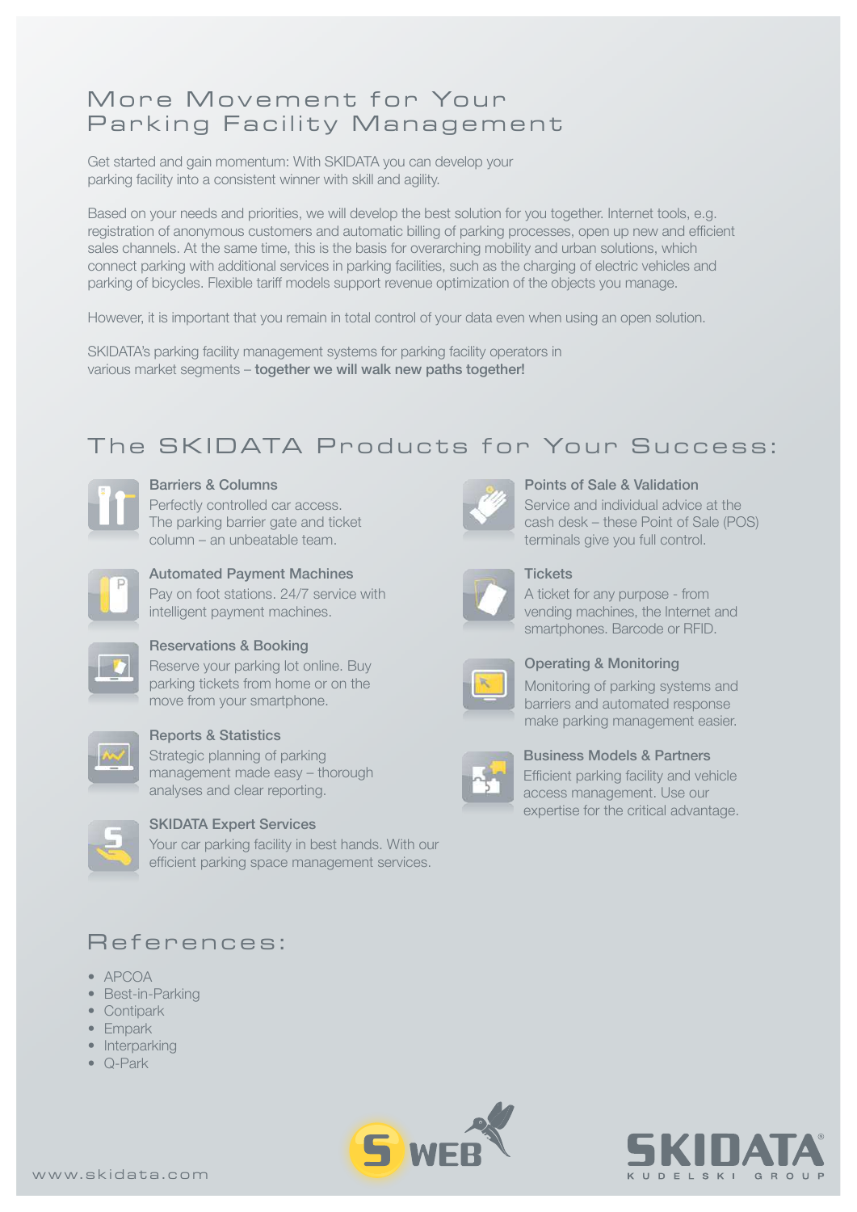# More Movement for Your Parking Facility Management

Get started and gain momentum: With SKIDATA you can develop your parking facility into a consistent winner with skill and agility.

Based on your needs and priorities, we will develop the best solution for you together. Internet tools, e.g. registration of anonymous customers and automatic billing of parking processes, open up new and efficient sales channels. At the same time, this is the basis for overarching mobility and urban solutions, which connect parking with additional services in parking facilities, such as the charging of electric vehicles and parking of bicycles. Flexible tariff models support revenue optimization of the objects you manage.

However, it is important that you remain in total control of your data even when using an open solution.

SKIDATA's parking facility management systems for parking facility operators in various market segments – **together we will walk new paths together!**

## The SKIDATA Products for Your Success:

### Barriers & Columns
Perfectly controlled car access. The parking barrier gate and ticket column – an unbeatable team.

### Automated Payment Machines
Pay on foot stations. 24/7 service with intelligent payment machines.

### Reservations & Booking
Reserve your parking lot online. Buy parking tickets from home or on the move from your smartphone.

### Reports & Statistics
Strategic planning of parking management made easy – thorough analyses and clear reporting.

### SKIDATA Expert Services
Your car parking facility in best hands. With our efficient parking space management services.

### Points of Sale & Validation
Service and individual advice at the cash desk – these Point of Sale (POS) terminals give you full control.

### Tickets
A ticket for any purpose - from vending machines, the Internet and smartphones. Barcode or RFID.

### Operating & Monitoring
Monitoring of parking systems and barriers and automated response make parking management easier.

### Business Models & Partners
Efficient parking facility and vehicle access management. Use our expertise for the critical advantage.

## References:

- APCOA
- Best-in-Parking
- Contipark
- Empark
- Interparking
- Q-Park

www.skidata.com

S WEB

SKIDATA®
KUDELSKI GROUP